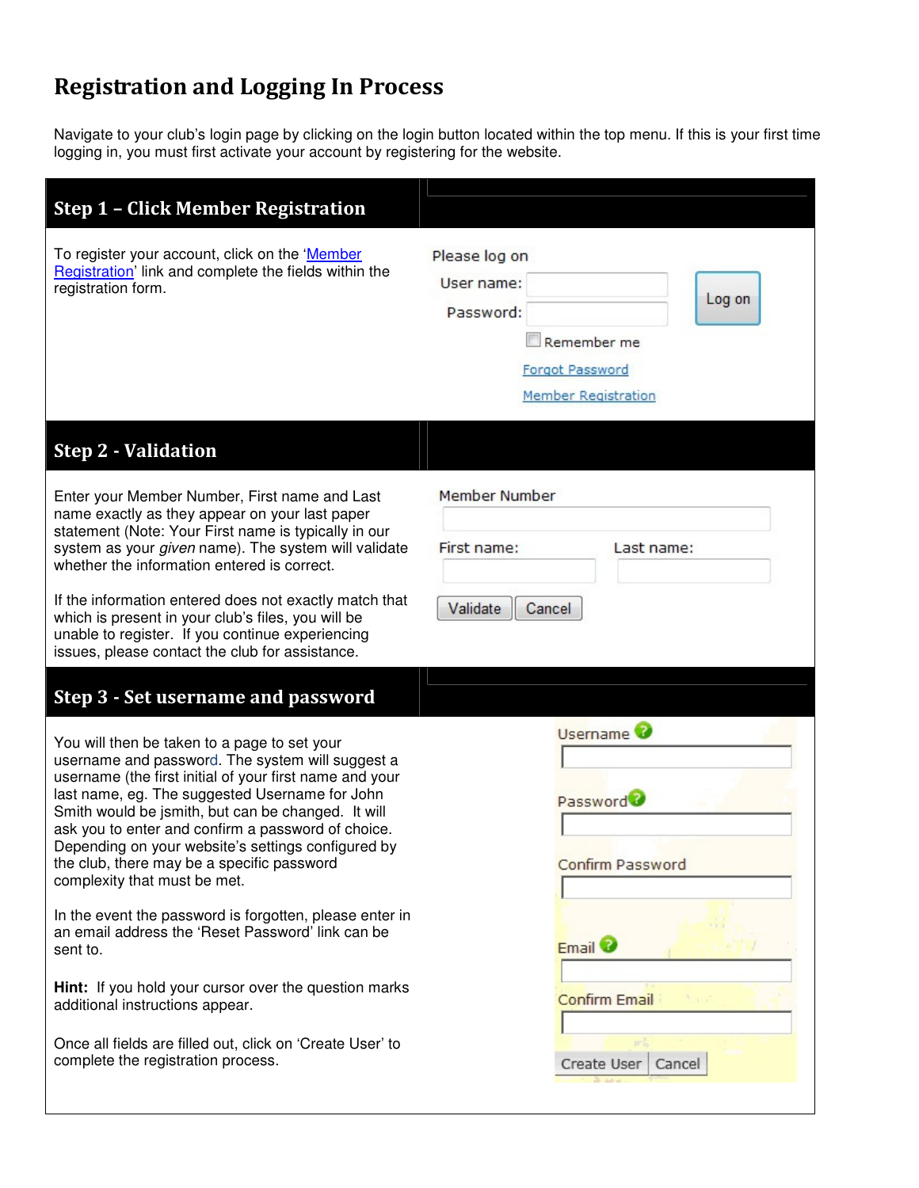# Registration and Logging In Process

Navigate to your club's login page by clicking on the login button located within the top menu. If this is your first time logging in, you must first activate your account by registering for the website.

## Step 1 – Click Member Registration

To register your account, click on the 'Member Registration' link and complete the fields within the registration form.

Please log on

User name:

Password:

Log on

Remember me

Forgot Password

Member Registration

## Step 2 - Validation

Enter your Member Number, First name and Last name exactly as they appear on your last paper statement (Note: Your First name is typically in our system as your *given* name). The system will validate whether the information entered is correct.

If the information entered does not exactly match that which is present in your club's files, you will be unable to register. If you continue experiencing issues, please contact the club for assistance.

Member Number

First name: Last name:

Validate Cancel

## Step 3 - Set username and password

You will then be taken to a page to set your username and password. The system will suggest a username (the first initial of your first name and your last name, eg. The suggested Username for John Smith would be jsmith, but can be changed. It will ask you to enter and confirm a password of choice. Depending on your website's settings configured by the club, there may be a specific password complexity that must be met.

In the event the password is forgotten, please enter in an email address the 'Reset Password' link can be sent to.

**Hint:** If you hold your cursor over the question marks additional instructions appear.

Once all fields are filled out, click on 'Create User' to complete the registration process.

Username

Password

Confirm Password

Email

Confirm Email

Create User Cancel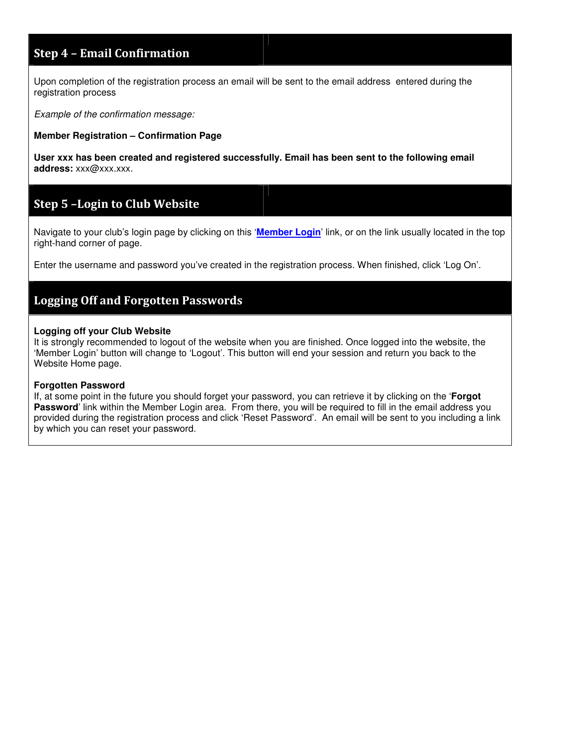## Step 4 – Email Confirmation

Upon completion of the registration process an email will be sent to the email address entered during the registration process

*Example of the confirmation message:*

**Member Registration – Confirmation Page**

**User xxx has been created and registered successfully. Email has been sent to the following email address:** xxx@xxx.xxx.

## Step 5 –Login to Club Website

Navigate to your club's login page by clicking on this '**Member Login**' link, or on the link usually located in the top right-hand corner of page.

Enter the username and password you've created in the registration process. When finished, click 'Log On'.

## Logging Off and Forgotten Passwords

**Logging off your Club Website**
It is strongly recommended to logout of the website when you are finished. Once logged into the website, the 'Member Login' button will change to 'Logout'. This button will end your session and return you back to the Website Home page.

**Forgotten Password**
If, at some point in the future you should forget your password, you can retrieve it by clicking on the '**Forgot Password**' link within the Member Login area. From there, you will be required to fill in the email address you provided during the registration process and click 'Reset Password'. An email will be sent to you including a link by which you can reset your password.